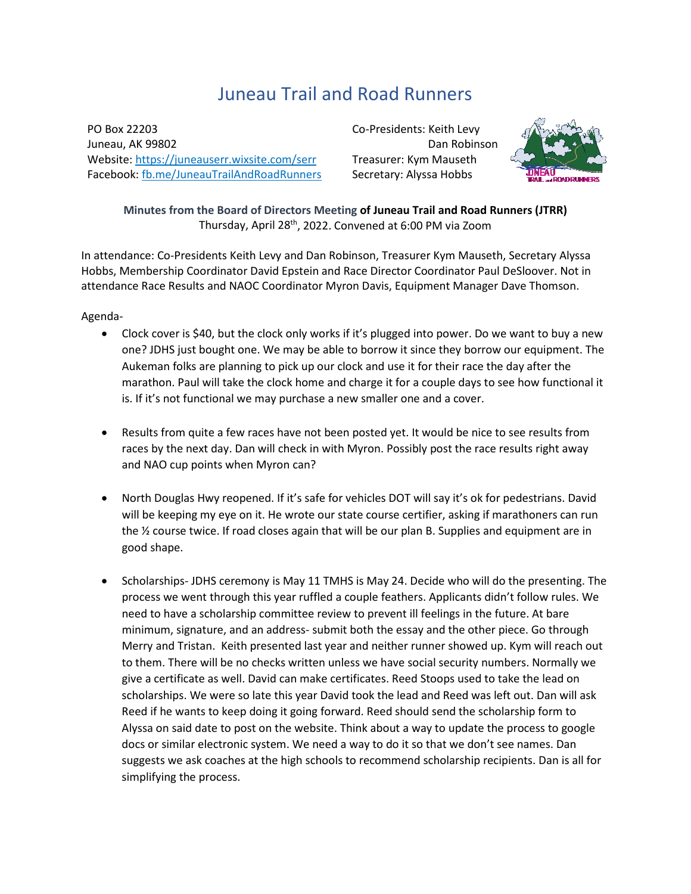# Juneau Trail and Road Runners

PO Box 22203
Juneau, AK 99802
Website: https://juneauserr.wixsite.com/serr
Facebook: fb.me/JuneauTrailAndRoadRunners

Co-Presidents: Keith Levy
Dan Robinson
Treasurer: Kym Mauseth
Secretary: Alyssa Hobbs

**Minutes from the Board of Directors Meeting of Juneau Trail and Road Runners (JTRR)**
Thursday, April 28th, 2022. Convened at 6:00 PM via Zoom

In attendance: Co-Presidents Keith Levy and Dan Robinson, Treasurer Kym Mauseth, Secretary Alyssa Hobbs, Membership Coordinator David Epstein and Race Director Coordinator Paul DeSloover. Not in attendance Race Results and NAOC Coordinator Myron Davis, Equipment Manager Dave Thomson.

Agenda-

- Clock cover is $40, but the clock only works if it's plugged into power. Do we want to buy a new one? JDHS just bought one. We may be able to borrow it since they borrow our equipment. The Aukeman folks are planning to pick up our clock and use it for their race the day after the marathon. Paul will take the clock home and charge it for a couple days to see how functional it is. If it's not functional we may purchase a new smaller one and a cover.

- Results from quite a few races have not been posted yet. It would be nice to see results from races by the next day. Dan will check in with Myron. Possibly post the race results right away and NAO cup points when Myron can?

- North Douglas Hwy reopened. If it's safe for vehicles DOT will say it's ok for pedestrians. David will be keeping my eye on it. He wrote our state course certifier, asking if marathoners can run the ½ course twice. If road closes again that will be our plan B. Supplies and equipment are in good shape.

- Scholarships- JDHS ceremony is May 11 TMHS is May 24. Decide who will do the presenting. The process we went through this year ruffled a couple feathers. Applicants didn't follow rules. We need to have a scholarship committee review to prevent ill feelings in the future. At bare minimum, signature, and an address- submit both the essay and the other piece. Go through Merry and Tristan. Keith presented last year and neither runner showed up. Kym will reach out to them. There will be no checks written unless we have social security numbers. Normally we give a certificate as well. David can make certificates. Reed Stoops used to take the lead on scholarships. We were so late this year David took the lead and Reed was left out. Dan will ask Reed if he wants to keep doing it going forward. Reed should send the scholarship form to Alyssa on said date to post on the website. Think about a way to update the process to google docs or similar electronic system. We need a way to do it so that we don't see names. Dan suggests we ask coaches at the high schools to recommend scholarship recipients. Dan is all for simplifying the process.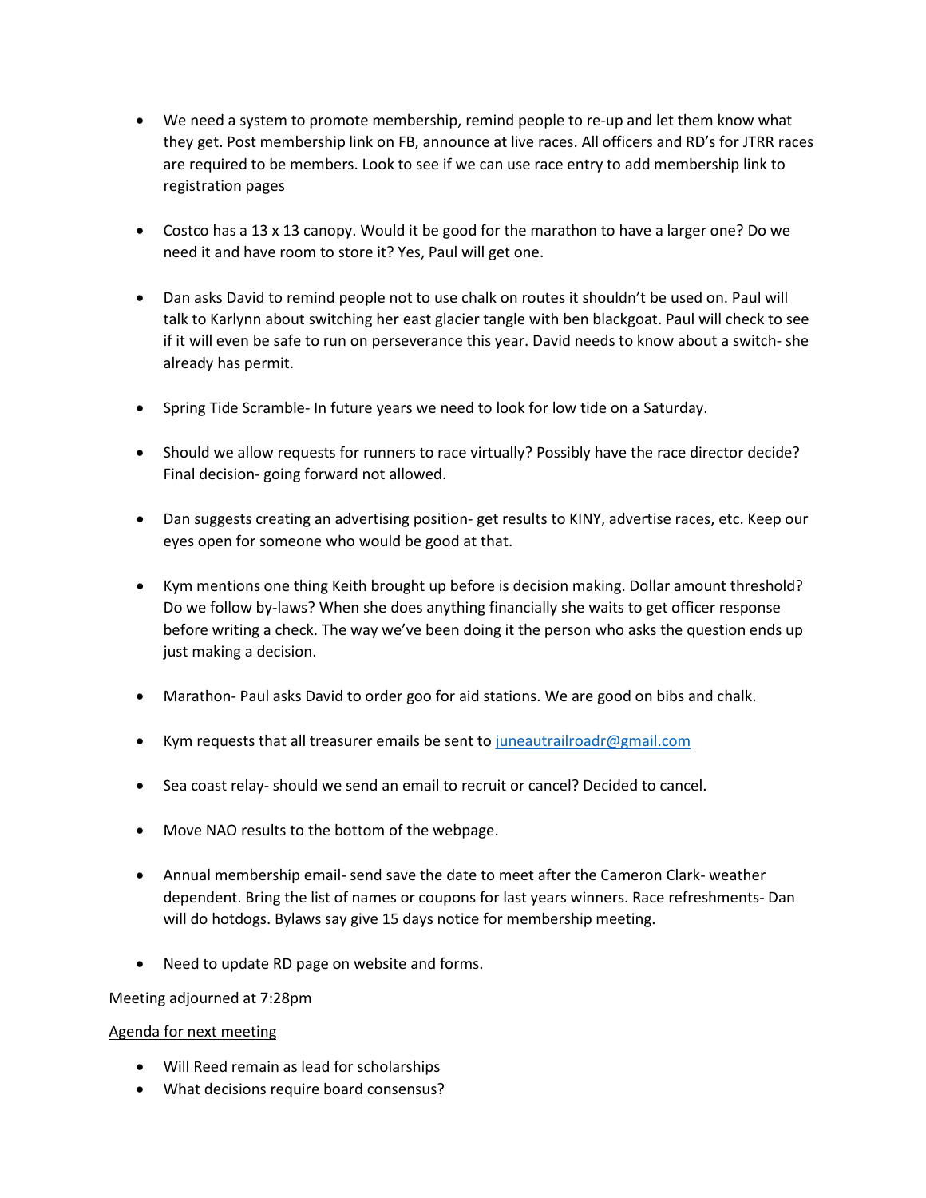- We need a system to promote membership, remind people to re-up and let them know what they get. Post membership link on FB, announce at live races. All officers and RD's for JTRR races are required to be members. Look to see if we can use race entry to add membership link to registration pages

- Costco has a 13 x 13 canopy. Would it be good for the marathon to have a larger one? Do we need it and have room to store it? Yes, Paul will get one.

- Dan asks David to remind people not to use chalk on routes it shouldn't be used on. Paul will talk to Karlynn about switching her east glacier tangle with ben blackgoat. Paul will check to see if it will even be safe to run on perseverance this year. David needs to know about a switch- she already has permit.

- Spring Tide Scramble- In future years we need to look for low tide on a Saturday.

- Should we allow requests for runners to race virtually? Possibly have the race director decide? Final decision- going forward not allowed.

- Dan suggests creating an advertising position- get results to KINY, advertise races, etc. Keep our eyes open for someone who would be good at that.

- Kym mentions one thing Keith brought up before is decision making. Dollar amount threshold? Do we follow by-laws? When she does anything financially she waits to get officer response before writing a check. The way we've been doing it the person who asks the question ends up just making a decision.

- Marathon- Paul asks David to order goo for aid stations. We are good on bibs and chalk.

- Kym requests that all treasurer emails be sent to juneautrailroadr@gmail.com

- Sea coast relay- should we send an email to recruit or cancel? Decided to cancel.

- Move NAO results to the bottom of the webpage.

- Annual membership email- send save the date to meet after the Cameron Clark- weather dependent. Bring the list of names or coupons for last years winners. Race refreshments- Dan will do hotdogs. Bylaws say give 15 days notice for membership meeting.

- Need to update RD page on website and forms.

Meeting adjourned at 7:28pm

<u>Agenda for next meeting</u>

- Will Reed remain as lead for scholarships
- What decisions require board consensus?